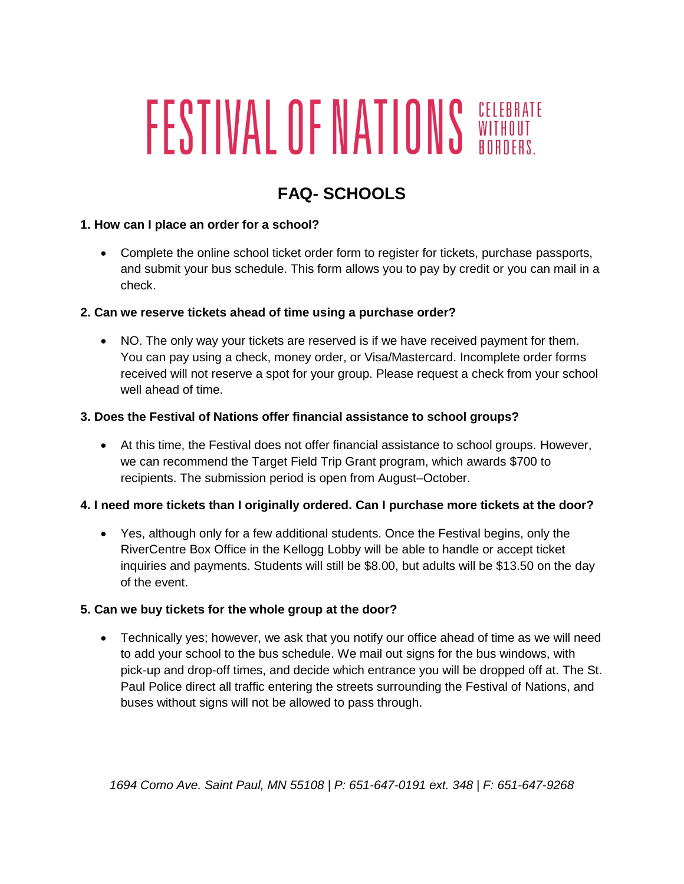# FESTIVAL OF NATIONS CELEBRATE WITHOUT BORDERS.

## FAQ- SCHOOLS

**1. How can I place an order for a school?**

- Complete the online school ticket order form to register for tickets, purchase passports, and submit your bus schedule. This form allows you to pay by credit or you can mail in a check.

**2. Can we reserve tickets ahead of time using a purchase order?**

- NO. The only way your tickets are reserved is if we have received payment for them. You can pay using a check, money order, or Visa/Mastercard. Incomplete order forms received will not reserve a spot for your group. Please request a check from your school well ahead of time.

**3. Does the Festival of Nations offer financial assistance to school groups?**

- At this time, the Festival does not offer financial assistance to school groups. However, we can recommend the Target Field Trip Grant program, which awards $700 to recipients. The submission period is open from August–October.

**4. I need more tickets than I originally ordered. Can I purchase more tickets at the door?**

- Yes, although only for a few additional students. Once the Festival begins, only the RiverCentre Box Office in the Kellogg Lobby will be able to handle or accept ticket inquiries and payments. Students will still be $8.00, but adults will be $13.50 on the day of the event.

**5. Can we buy tickets for the whole group at the door?**

- Technically yes; however, we ask that you notify our office ahead of time as we will need to add your school to the bus schedule. We mail out signs for the bus windows, with pick-up and drop-off times, and decide which entrance you will be dropped off at. The St. Paul Police direct all traffic entering the streets surrounding the Festival of Nations, and buses without signs will not be allowed to pass through.

*1694 Como Ave. Saint Paul, MN 55108 | P: 651-647-0191 ext. 348 | F: 651-647-9268*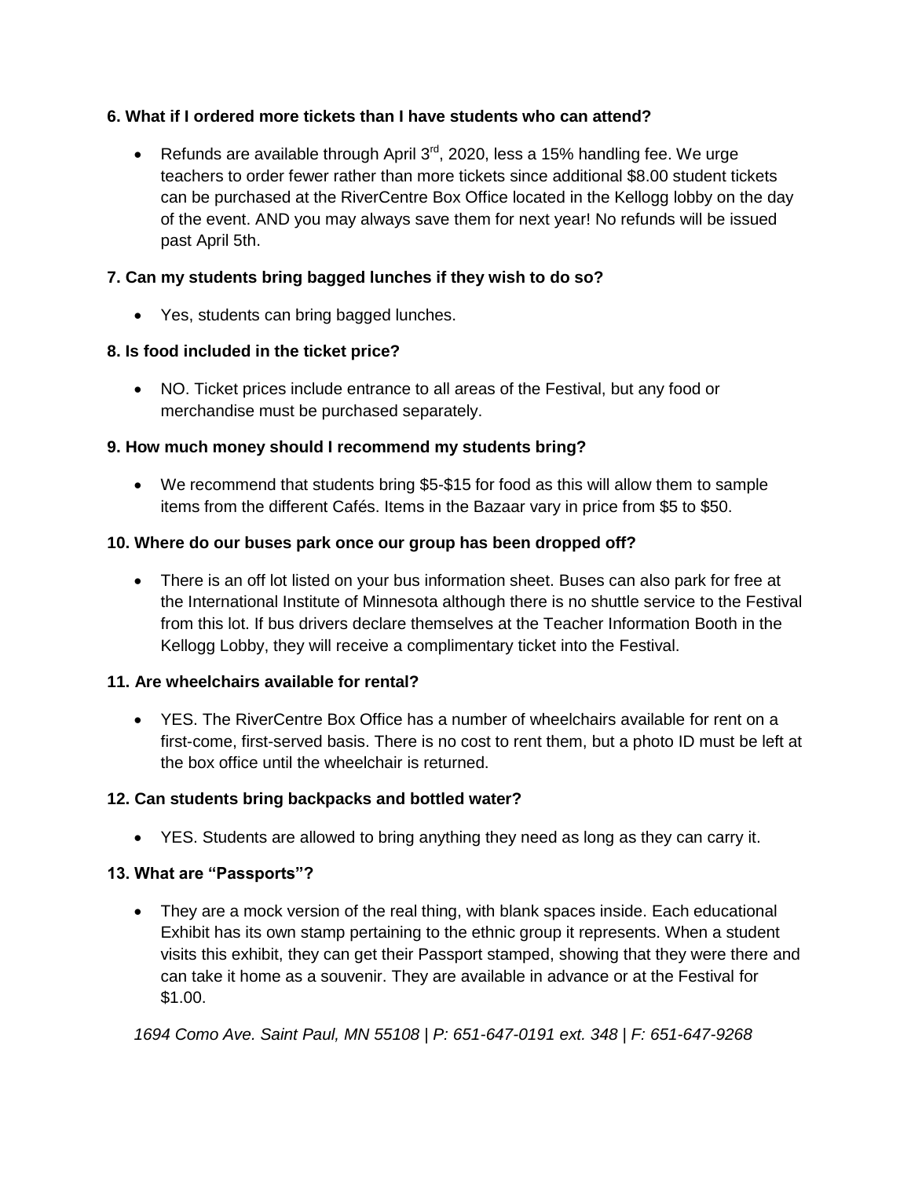**6. What if I ordered more tickets than I have students who can attend?**

- Refunds are available through April 3rd, 2020, less a 15% handling fee. We urge teachers to order fewer rather than more tickets since additional $8.00 student tickets can be purchased at the RiverCentre Box Office located in the Kellogg lobby on the day of the event. AND you may always save them for next year! No refunds will be issued past April 5th.

**7. Can my students bring bagged lunches if they wish to do so?**

- Yes, students can bring bagged lunches.

**8. Is food included in the ticket price?**

- NO. Ticket prices include entrance to all areas of the Festival, but any food or merchandise must be purchased separately.

**9. How much money should I recommend my students bring?**

- We recommend that students bring $5-$15 for food as this will allow them to sample items from the different Cafés. Items in the Bazaar vary in price from $5 to $50.

**10. Where do our buses park once our group has been dropped off?**

- There is an off lot listed on your bus information sheet. Buses can also park for free at the International Institute of Minnesota although there is no shuttle service to the Festival from this lot. If bus drivers declare themselves at the Teacher Information Booth in the Kellogg Lobby, they will receive a complimentary ticket into the Festival.

**11. Are wheelchairs available for rental?**

- YES. The RiverCentre Box Office has a number of wheelchairs available for rent on a first-come, first-served basis. There is no cost to rent them, but a photo ID must be left at the box office until the wheelchair is returned.

**12. Can students bring backpacks and bottled water?**

- YES. Students are allowed to bring anything they need as long as they can carry it.

**13. What are "Passports"?**

- They are a mock version of the real thing, with blank spaces inside. Each educational Exhibit has its own stamp pertaining to the ethnic group it represents. When a student visits this exhibit, they can get their Passport stamped, showing that they were there and can take it home as a souvenir. They are available in advance or at the Festival for $1.00.

*1694 Como Ave. Saint Paul, MN 55108 | P: 651-647-0191 ext. 348 | F: 651-647-9268*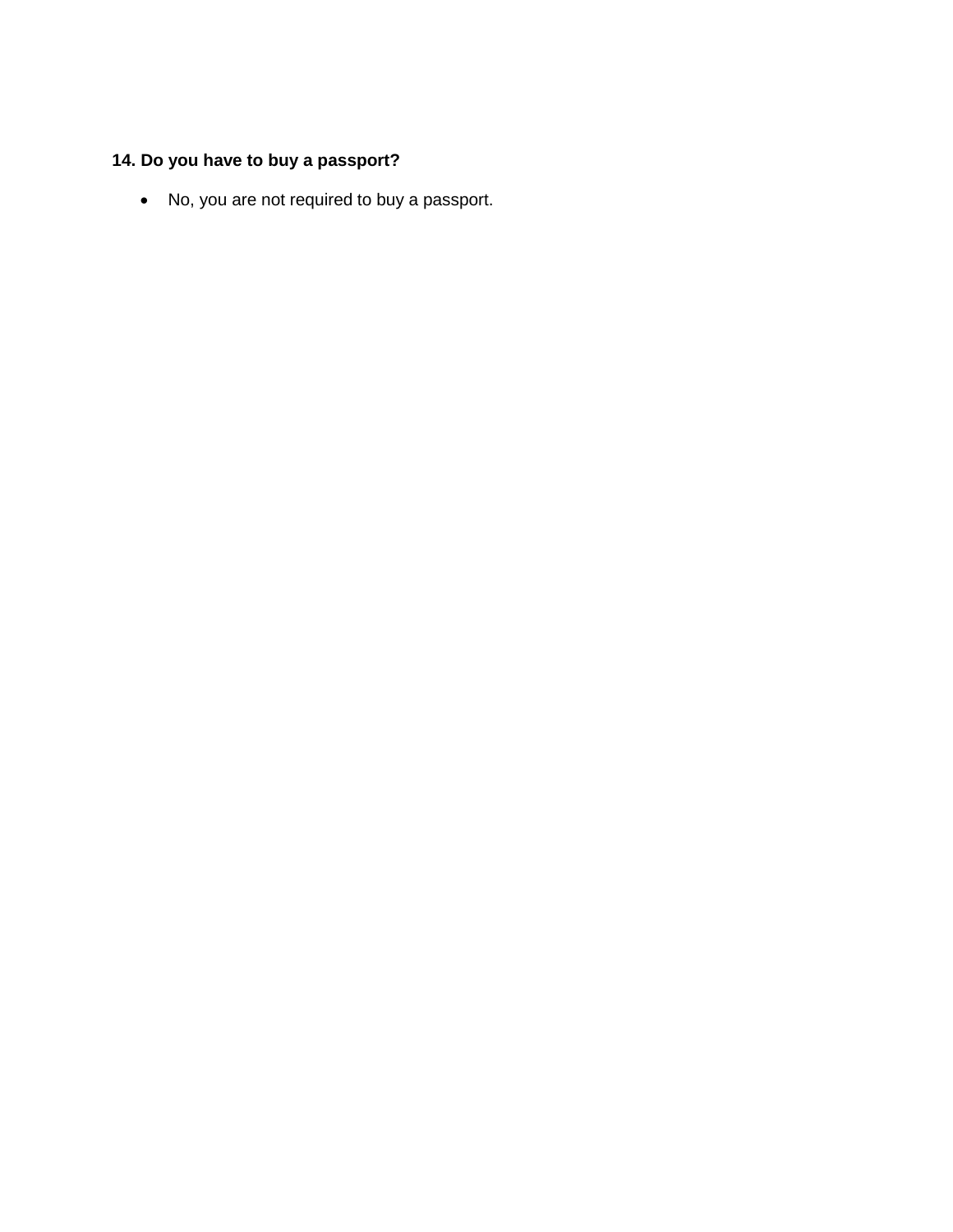**14. Do you have to buy a passport?**

- No, you are not required to buy a passport.